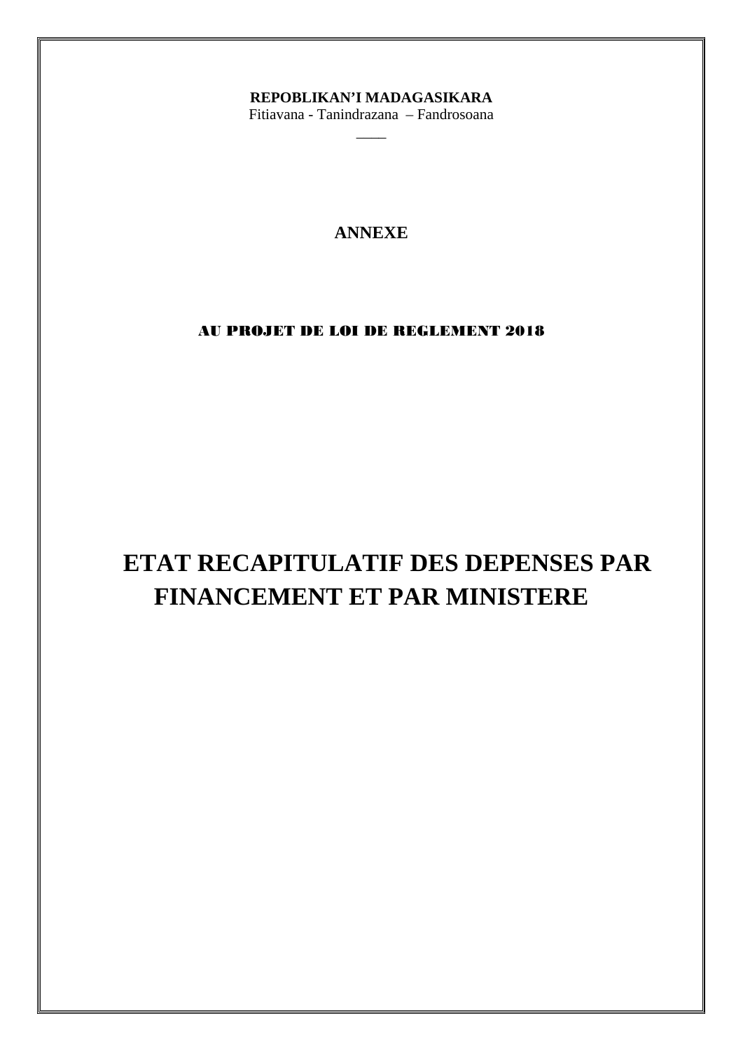**REPOBLIKAN'I MADAGASIKARA**
Fitiavana - Tanindrazana – Fandrosoana

**ANNEXE**

**AU PROJET DE LOI DE REGLEMENT 2018**

# ETAT RECAPITULATIF DES DEPENSES PAR FINANCEMENT ET PAR MINISTERE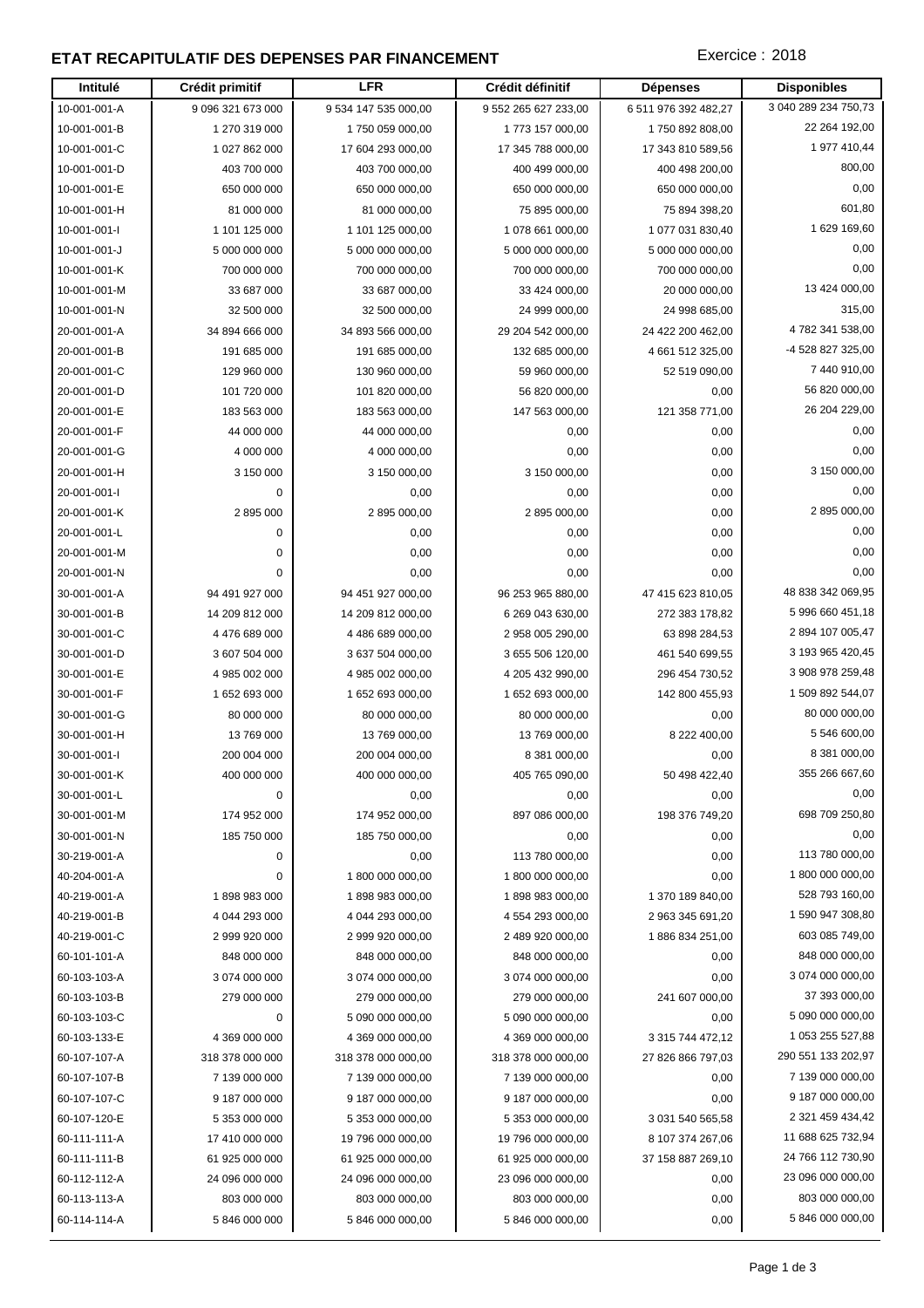## ETAT RECAPITULATIF DES DEPENSES PAR FINANCEMENT

Exercice : 2018

| Intitulé | Crédit primitif | LFR | Crédit définitif | Dépenses | Disponibles |
|---|---|---|---|---|---|
| 10-001-001-A | 9 096 321 673 000 | 9 534 147 535 000,00 | 9 552 265 627 233,00 | 6 511 976 392 482,27 | 3 040 289 234 750,73 |
| 10-001-001-B | 1 270 319 000 | 1 750 059 000,00 | 1 773 157 000,00 | 1 750 892 808,00 | 22 264 192,00 |
| 10-001-001-C | 1 027 862 000 | 17 604 293 000,00 | 17 345 788 000,00 | 17 343 810 589,56 | 1 977 410,44 |
| 10-001-001-D | 403 700 000 | 403 700 000,00 | 400 499 000,00 | 400 498 200,00 | 800,00 |
| 10-001-001-E | 650 000 000 | 650 000 000,00 | 650 000 000,00 | 650 000 000,00 | 0,00 |
| 10-001-001-H | 81 000 000 | 81 000 000,00 | 75 895 000,00 | 75 894 398,20 | 601,80 |
| 10-001-001-I | 1 101 125 000 | 1 101 125 000,00 | 1 078 661 000,00 | 1 077 031 830,40 | 1 629 169,60 |
| 10-001-001-J | 5 000 000 000 | 5 000 000 000,00 | 5 000 000 000,00 | 5 000 000 000,00 | 0,00 |
| 10-001-001-K | 700 000 000 | 700 000 000,00 | 700 000 000,00 | 700 000 000,00 | 0,00 |
| 10-001-001-M | 33 687 000 | 33 687 000,00 | 33 424 000,00 | 20 000 000,00 | 13 424 000,00 |
| 10-001-001-N | 32 500 000 | 32 500 000,00 | 24 999 000,00 | 24 998 685,00 | 315,00 |
| 20-001-001-A | 34 894 666 000 | 34 893 566 000,00 | 29 204 542 000,00 | 24 422 200 462,00 | 4 782 341 538,00 |
| 20-001-001-B | 191 685 000 | 191 685 000,00 | 132 685 000,00 | 4 661 512 325,00 | -4 528 827 325,00 |
| 20-001-001-C | 129 960 000 | 130 960 000,00 | 59 960 000,00 | 52 519 090,00 | 7 440 910,00 |
| 20-001-001-D | 101 720 000 | 101 820 000,00 | 56 820 000,00 | 0,00 | 56 820 000,00 |
| 20-001-001-E | 183 563 000 | 183 563 000,00 | 147 563 000,00 | 121 358 771,00 | 26 204 229,00 |
| 20-001-001-F | 44 000 000 | 44 000 000,00 | 0,00 | 0,00 | 0,00 |
| 20-001-001-G | 4 000 000 | 4 000 000,00 | 0,00 | 0,00 | 0,00 |
| 20-001-001-H | 3 150 000 | 3 150 000,00 | 3 150 000,00 | 0,00 | 3 150 000,00 |
| 20-001-001-I | 0 | 0,00 | 0,00 | 0,00 | 0,00 |
| 20-001-001-K | 2 895 000 | 2 895 000,00 | 2 895 000,00 | 0,00 | 2 895 000,00 |
| 20-001-001-L | 0 | 0,00 | 0,00 | 0,00 | 0,00 |
| 20-001-001-M | 0 | 0,00 | 0,00 | 0,00 | 0,00 |
| 20-001-001-N | 0 | 0,00 | 0,00 | 0,00 | 0,00 |
| 30-001-001-A | 94 491 927 000 | 94 451 927 000,00 | 96 253 965 880,00 | 47 415 623 810,05 | 48 838 342 069,95 |
| 30-001-001-B | 14 209 812 000 | 14 209 812 000,00 | 6 269 043 630,00 | 272 383 178,82 | 5 996 660 451,18 |
| 30-001-001-C | 4 476 689 000 | 4 486 689 000,00 | 2 958 005 290,00 | 63 898 284,53 | 2 894 107 005,47 |
| 30-001-001-D | 3 607 504 000 | 3 637 504 000,00 | 3 655 506 120,00 | 461 540 699,55 | 3 193 965 420,45 |
| 30-001-001-E | 4 985 002 000 | 4 985 002 000,00 | 4 205 432 990,00 | 296 454 730,52 | 3 908 978 259,48 |
| 30-001-001-F | 1 652 693 000 | 1 652 693 000,00 | 1 652 693 000,00 | 142 800 455,93 | 1 509 892 544,07 |
| 30-001-001-G | 80 000 000 | 80 000 000,00 | 80 000 000,00 | 0,00 | 80 000 000,00 |
| 30-001-001-H | 13 769 000 | 13 769 000,00 | 13 769 000,00 | 8 222 400,00 | 5 546 600,00 |
| 30-001-001-I | 200 004 000 | 200 004 000,00 | 8 381 000,00 | 0,00 | 8 381 000,00 |
| 30-001-001-K | 400 000 000 | 400 000 000,00 | 405 765 090,00 | 50 498 422,40 | 355 266 667,60 |
| 30-001-001-L | 0 | 0,00 | 0,00 | 0,00 | 0,00 |
| 30-001-001-M | 174 952 000 | 174 952 000,00 | 897 086 000,00 | 198 376 749,20 | 698 709 250,80 |
| 30-001-001-N | 185 750 000 | 185 750 000,00 | 0,00 | 0,00 | 0,00 |
| 30-219-001-A | 0 | 0,00 | 113 780 000,00 | 0,00 | 113 780 000,00 |
| 40-204-001-A | 0 | 1 800 000 000,00 | 1 800 000 000,00 | 0,00 | 1 800 000 000,00 |
| 40-219-001-A | 1 898 983 000 | 1 898 983 000,00 | 1 898 983 000,00 | 1 370 189 840,00 | 528 793 160,00 |
| 40-219-001-B | 4 044 293 000 | 4 044 293 000,00 | 4 554 293 000,00 | 2 963 345 691,20 | 1 590 947 308,80 |
| 40-219-001-C | 2 999 920 000 | 2 999 920 000,00 | 2 489 920 000,00 | 1 886 834 251,00 | 603 085 749,00 |
| 60-101-101-A | 848 000 000 | 848 000 000,00 | 848 000 000,00 | 0,00 | 848 000 000,00 |
| 60-103-103-A | 3 074 000 000 | 3 074 000 000,00 | 3 074 000 000,00 | 0,00 | 3 074 000 000,00 |
| 60-103-103-B | 279 000 000 | 279 000 000,00 | 279 000 000,00 | 241 607 000,00 | 37 393 000,00 |
| 60-103-103-C | 0 | 5 090 000 000,00 | 5 090 000 000,00 | 0,00 | 5 090 000 000,00 |
| 60-103-133-E | 4 369 000 000 | 4 369 000 000,00 | 4 369 000 000,00 | 3 315 744 472,12 | 1 053 255 527,88 |
| 60-107-107-A | 318 378 000 000 | 318 378 000 000,00 | 318 378 000 000,00 | 27 826 866 797,03 | 290 551 133 202,97 |
| 60-107-107-B | 7 139 000 000 | 7 139 000 000,00 | 7 139 000 000,00 | 0,00 | 7 139 000 000,00 |
| 60-107-107-C | 9 187 000 000 | 9 187 000 000,00 | 9 187 000 000,00 | 0,00 | 9 187 000 000,00 |
| 60-107-120-E | 5 353 000 000 | 5 353 000 000,00 | 5 353 000 000,00 | 3 031 540 565,58 | 2 321 459 434,42 |
| 60-111-111-A | 17 410 000 000 | 19 796 000 000,00 | 19 796 000 000,00 | 8 107 374 267,06 | 11 688 625 732,94 |
| 60-111-111-B | 61 925 000 000 | 61 925 000 000,00 | 61 925 000 000,00 | 37 158 887 269,10 | 24 766 112 730,90 |
| 60-112-112-A | 24 096 000 000 | 24 096 000 000,00 | 23 096 000 000,00 | 0,00 | 23 096 000 000,00 |
| 60-113-113-A | 803 000 000 | 803 000 000,00 | 803 000 000,00 | 0,00 | 803 000 000,00 |
| 60-114-114-A | 5 846 000 000 | 5 846 000 000,00 | 5 846 000 000,00 | 0,00 | 5 846 000 000,00 |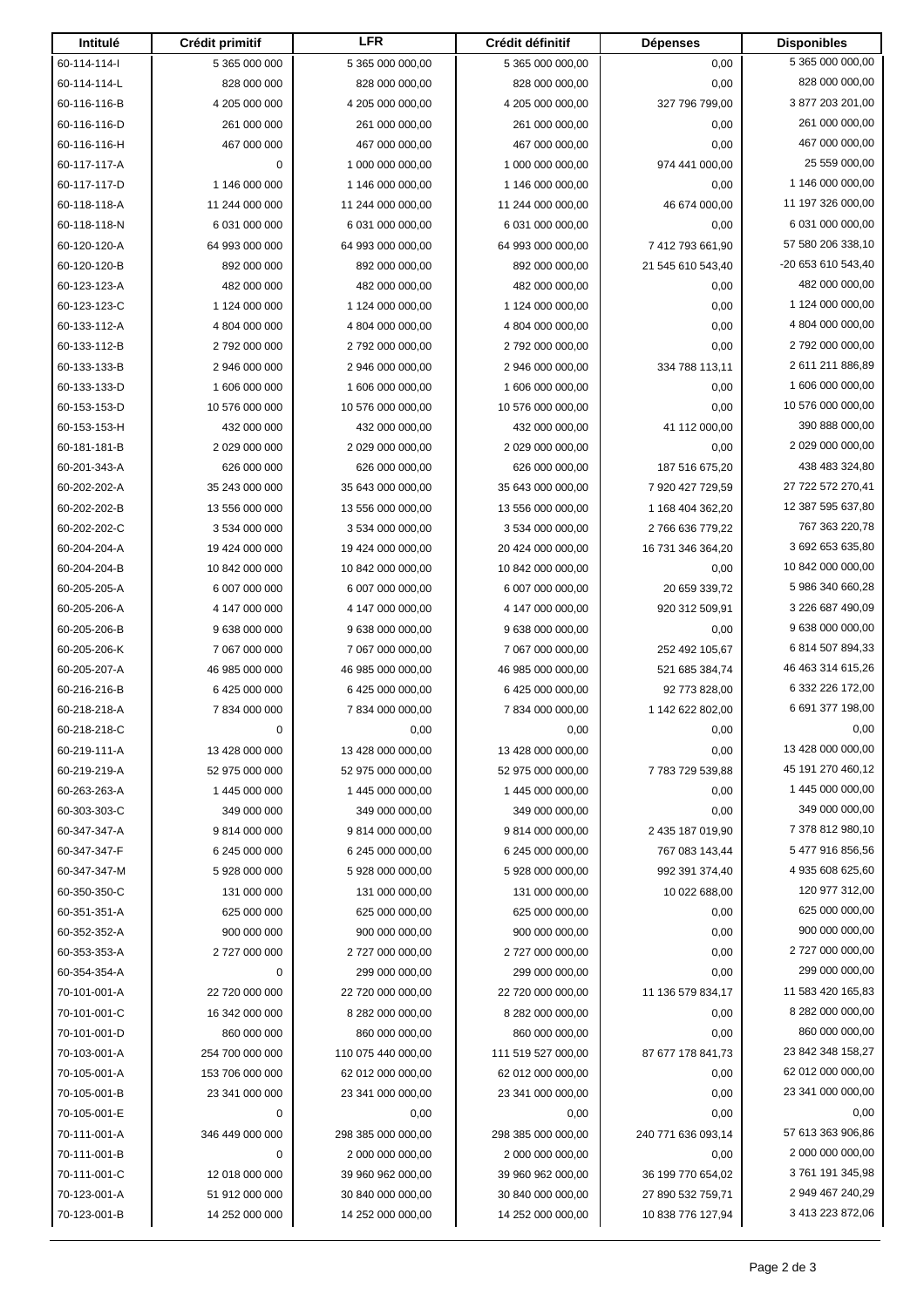| Intitulé | Crédit primitif | LFR | Crédit définitif | Dépenses | Disponibles |
|---|---|---|---|---|---|
| 60-114-114-I | 5 365 000 000 | 5 365 000 000,00 | 5 365 000 000,00 | 0,00 | 5 365 000 000,00 |
| 60-114-114-L | 828 000 000 | 828 000 000,00 | 828 000 000,00 | 0,00 | 828 000 000,00 |
| 60-116-116-B | 4 205 000 000 | 4 205 000 000,00 | 4 205 000 000,00 | 327 796 799,00 | 3 877 203 201,00 |
| 60-116-116-D | 261 000 000 | 261 000 000,00 | 261 000 000,00 | 0,00 | 261 000 000,00 |
| 60-116-116-H | 467 000 000 | 467 000 000,00 | 467 000 000,00 | 0,00 | 467 000 000,00 |
| 60-117-117-A | 0 | 1 000 000 000,00 | 1 000 000 000,00 | 974 441 000,00 | 25 559 000,00 |
| 60-117-117-D | 1 146 000 000 | 1 146 000 000,00 | 1 146 000 000,00 | 0,00 | 1 146 000 000,00 |
| 60-118-118-A | 11 244 000 000 | 11 244 000 000,00 | 11 244 000 000,00 | 46 674 000,00 | 11 197 326 000,00 |
| 60-118-118-N | 6 031 000 000 | 6 031 000 000,00 | 6 031 000 000,00 | 0,00 | 6 031 000 000,00 |
| 60-120-120-A | 64 993 000 000 | 64 993 000 000,00 | 64 993 000 000,00 | 7 412 793 661,90 | 57 580 206 338,10 |
| 60-120-120-B | 892 000 000 | 892 000 000,00 | 892 000 000,00 | 21 545 610 543,40 | -20 653 610 543,40 |
| 60-123-123-A | 482 000 000 | 482 000 000,00 | 482 000 000,00 | 0,00 | 482 000 000,00 |
| 60-123-123-C | 1 124 000 000 | 1 124 000 000,00 | 1 124 000 000,00 | 0,00 | 1 124 000 000,00 |
| 60-133-112-A | 4 804 000 000 | 4 804 000 000,00 | 4 804 000 000,00 | 0,00 | 4 804 000 000,00 |
| 60-133-112-B | 2 792 000 000 | 2 792 000 000,00 | 2 792 000 000,00 | 0,00 | 2 792 000 000,00 |
| 60-133-133-B | 2 946 000 000 | 2 946 000 000,00 | 2 946 000 000,00 | 334 788 113,11 | 2 611 211 886,89 |
| 60-133-133-D | 1 606 000 000 | 1 606 000 000,00 | 1 606 000 000,00 | 0,00 | 1 606 000 000,00 |
| 60-153-153-D | 10 576 000 000 | 10 576 000 000,00 | 10 576 000 000,00 | 0,00 | 10 576 000 000,00 |
| 60-153-153-H | 432 000 000 | 432 000 000,00 | 432 000 000,00 | 41 112 000,00 | 390 888 000,00 |
| 60-181-181-B | 2 029 000 000 | 2 029 000 000,00 | 2 029 000 000,00 | 0,00 | 2 029 000 000,00 |
| 60-201-343-A | 626 000 000 | 626 000 000,00 | 626 000 000,00 | 187 516 675,20 | 438 483 324,80 |
| 60-202-202-A | 35 243 000 000 | 35 643 000 000,00 | 35 643 000 000,00 | 7 920 427 729,59 | 27 722 572 270,41 |
| 60-202-202-B | 13 556 000 000 | 13 556 000 000,00 | 13 556 000 000,00 | 1 168 404 362,20 | 12 387 595 637,80 |
| 60-202-202-C | 3 534 000 000 | 3 534 000 000,00 | 3 534 000 000,00 | 2 766 636 779,22 | 767 363 220,78 |
| 60-204-204-A | 19 424 000 000 | 19 424 000 000,00 | 20 424 000 000,00 | 16 731 346 364,20 | 3 692 653 635,80 |
| 60-204-204-B | 10 842 000 000 | 10 842 000 000,00 | 10 842 000 000,00 | 0,00 | 10 842 000 000,00 |
| 60-205-205-A | 6 007 000 000 | 6 007 000 000,00 | 6 007 000 000,00 | 20 659 339,72 | 5 986 340 660,28 |
| 60-205-206-A | 4 147 000 000 | 4 147 000 000,00 | 4 147 000 000,00 | 920 312 509,91 | 3 226 687 490,09 |
| 60-205-206-B | 9 638 000 000 | 9 638 000 000,00 | 9 638 000 000,00 | 0,00 | 9 638 000 000,00 |
| 60-205-206-K | 7 067 000 000 | 7 067 000 000,00 | 7 067 000 000,00 | 252 492 105,67 | 6 814 507 894,33 |
| 60-205-207-A | 46 985 000 000 | 46 985 000 000,00 | 46 985 000 000,00 | 521 685 384,74 | 46 463 314 615,26 |
| 60-216-216-B | 6 425 000 000 | 6 425 000 000,00 | 6 425 000 000,00 | 92 773 828,00 | 6 332 226 172,00 |
| 60-218-218-A | 7 834 000 000 | 7 834 000 000,00 | 7 834 000 000,00 | 1 142 622 802,00 | 6 691 377 198,00 |
| 60-218-218-C | 0 | 0,00 | 0,00 | 0,00 | 0,00 |
| 60-219-111-A | 13 428 000 000 | 13 428 000 000,00 | 13 428 000 000,00 | 0,00 | 13 428 000 000,00 |
| 60-219-219-A | 52 975 000 000 | 52 975 000 000,00 | 52 975 000 000,00 | 7 783 729 539,88 | 45 191 270 460,12 |
| 60-263-263-A | 1 445 000 000 | 1 445 000 000,00 | 1 445 000 000,00 | 0,00 | 1 445 000 000,00 |
| 60-303-303-C | 349 000 000 | 349 000 000,00 | 349 000 000,00 | 0,00 | 349 000 000,00 |
| 60-347-347-A | 9 814 000 000 | 9 814 000 000,00 | 9 814 000 000,00 | 2 435 187 019,90 | 7 378 812 980,10 |
| 60-347-347-F | 6 245 000 000 | 6 245 000 000,00 | 6 245 000 000,00 | 767 083 143,44 | 5 477 916 856,56 |
| 60-347-347-M | 5 928 000 000 | 5 928 000 000,00 | 5 928 000 000,00 | 992 391 374,40 | 4 935 608 625,60 |
| 60-350-350-C | 131 000 000 | 131 000 000,00 | 131 000 000,00 | 10 022 688,00 | 120 977 312,00 |
| 60-351-351-A | 625 000 000 | 625 000 000,00 | 625 000 000,00 | 0,00 | 625 000 000,00 |
| 60-352-352-A | 900 000 000 | 900 000 000,00 | 900 000 000,00 | 0,00 | 900 000 000,00 |
| 60-353-353-A | 2 727 000 000 | 2 727 000 000,00 | 2 727 000 000,00 | 0,00 | 2 727 000 000,00 |
| 60-354-354-A | 0 | 299 000 000,00 | 299 000 000,00 | 0,00 | 299 000 000,00 |
| 70-101-001-A | 22 720 000 000 | 22 720 000 000,00 | 22 720 000 000,00 | 11 136 579 834,17 | 11 583 420 165,83 |
| 70-101-001-C | 16 342 000 000 | 8 282 000 000,00 | 8 282 000 000,00 | 0,00 | 8 282 000 000,00 |
| 70-101-001-D | 860 000 000 | 860 000 000,00 | 860 000 000,00 | 0,00 | 860 000 000,00 |
| 70-103-001-A | 254 700 000 000 | 110 075 440 000,00 | 111 519 527 000,00 | 87 677 178 841,73 | 23 842 348 158,27 |
| 70-105-001-A | 153 706 000 000 | 62 012 000 000,00 | 62 012 000 000,00 | 0,00 | 62 012 000 000,00 |
| 70-105-001-B | 23 341 000 000 | 23 341 000 000,00 | 23 341 000 000,00 | 0,00 | 23 341 000 000,00 |
| 70-105-001-E | 0 | 0,00 | 0,00 | 0,00 | 0,00 |
| 70-111-001-A | 346 449 000 000 | 298 385 000 000,00 | 298 385 000 000,00 | 240 771 636 093,14 | 57 613 363 906,86 |
| 70-111-001-B | 0 | 2 000 000 000,00 | 2 000 000 000,00 | 0,00 | 2 000 000 000,00 |
| 70-111-001-C | 12 018 000 000 | 39 960 962 000,00 | 39 960 962 000,00 | 36 199 770 654,02 | 3 761 191 345,98 |
| 70-123-001-A | 51 912 000 000 | 30 840 000 000,00 | 30 840 000 000,00 | 27 890 532 759,71 | 2 949 467 240,29 |
| 70-123-001-B | 14 252 000 000 | 14 252 000 000,00 | 14 252 000 000,00 | 10 838 776 127,94 | 3 413 223 872,06 |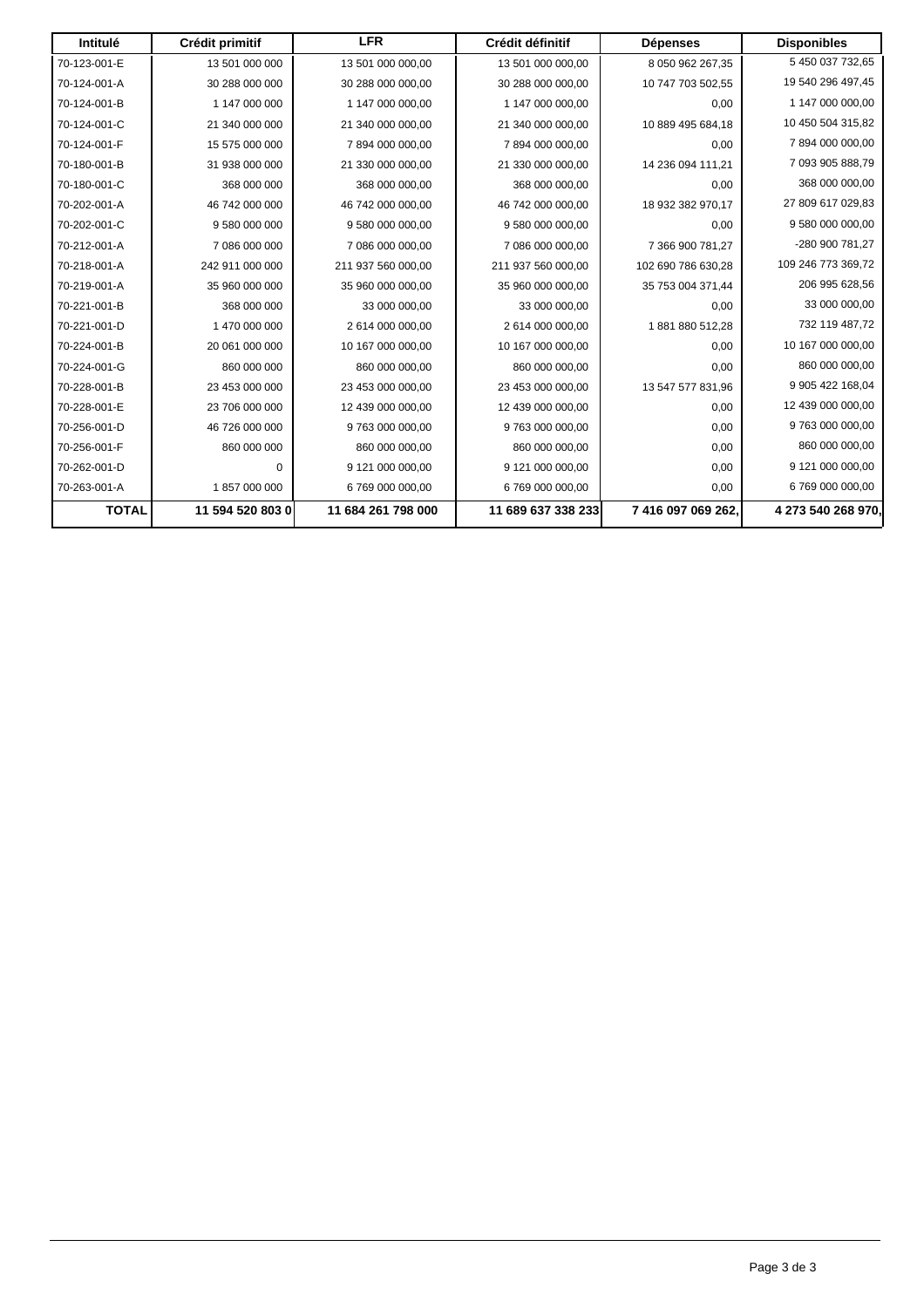| Intitulé | Crédit primitif | LFR | Crédit définitif | Dépenses | Disponibles |
|---|---|---|---|---|---|
| 70-123-001-E | 13 501 000 000 | 13 501 000 000,00 | 13 501 000 000,00 | 8 050 962 267,35 | 5 450 037 732,65 |
| 70-124-001-A | 30 288 000 000 | 30 288 000 000,00 | 30 288 000 000,00 | 10 747 703 502,55 | 19 540 296 497,45 |
| 70-124-001-B | 1 147 000 000 | 1 147 000 000,00 | 1 147 000 000,00 | 0,00 | 1 147 000 000,00 |
| 70-124-001-C | 21 340 000 000 | 21 340 000 000,00 | 21 340 000 000,00 | 10 889 495 684,18 | 10 450 504 315,82 |
| 70-124-001-F | 15 575 000 000 | 7 894 000 000,00 | 7 894 000 000,00 | 0,00 | 7 894 000 000,00 |
| 70-180-001-B | 31 938 000 000 | 21 330 000 000,00 | 21 330 000 000,00 | 14 236 094 111,21 | 7 093 905 888,79 |
| 70-180-001-C | 368 000 000 | 368 000 000,00 | 368 000 000,00 | 0,00 | 368 000 000,00 |
| 70-202-001-A | 46 742 000 000 | 46 742 000 000,00 | 46 742 000 000,00 | 18 932 382 970,17 | 27 809 617 029,83 |
| 70-202-001-C | 9 580 000 000 | 9 580 000 000,00 | 9 580 000 000,00 | 0,00 | 9 580 000 000,00 |
| 70-212-001-A | 7 086 000 000 | 7 086 000 000,00 | 7 086 000 000,00 | 7 366 900 781,27 | -280 900 781,27 |
| 70-218-001-A | 242 911 000 000 | 211 937 560 000,00 | 211 937 560 000,00 | 102 690 786 630,28 | 109 246 773 369,72 |
| 70-219-001-A | 35 960 000 000 | 35 960 000 000,00 | 35 960 000 000,00 | 35 753 004 371,44 | 206 995 628,56 |
| 70-221-001-B | 368 000 000 | 33 000 000,00 | 33 000 000,00 | 0,00 | 33 000 000,00 |
| 70-221-001-D | 1 470 000 000 | 2 614 000 000,00 | 2 614 000 000,00 | 1 881 880 512,28 | 732 119 487,72 |
| 70-224-001-B | 20 061 000 000 | 10 167 000 000,00 | 10 167 000 000,00 | 0,00 | 10 167 000 000,00 |
| 70-224-001-G | 860 000 000 | 860 000 000,00 | 860 000 000,00 | 0,00 | 860 000 000,00 |
| 70-228-001-B | 23 453 000 000 | 23 453 000 000,00 | 23 453 000 000,00 | 13 547 577 831,96 | 9 905 422 168,04 |
| 70-228-001-E | 23 706 000 000 | 12 439 000 000,00 | 12 439 000 000,00 | 0,00 | 12 439 000 000,00 |
| 70-256-001-D | 46 726 000 000 | 9 763 000 000,00 | 9 763 000 000,00 | 0,00 | 9 763 000 000,00 |
| 70-256-001-F | 860 000 000 | 860 000 000,00 | 860 000 000,00 | 0,00 | 860 000 000,00 |
| 70-262-001-D | 0 | 9 121 000 000,00 | 9 121 000 000,00 | 0,00 | 9 121 000 000,00 |
| 70-263-001-A | 1 857 000 000 | 6 769 000 000,00 | 6 769 000 000,00 | 0,00 | 6 769 000 000,00 |
| **TOTAL** | **11 594 520 803 0** | **11 684 261 798 000** | **11 689 637 338 233** | **7 416 097 069 262,** | **4 273 540 268 970,** |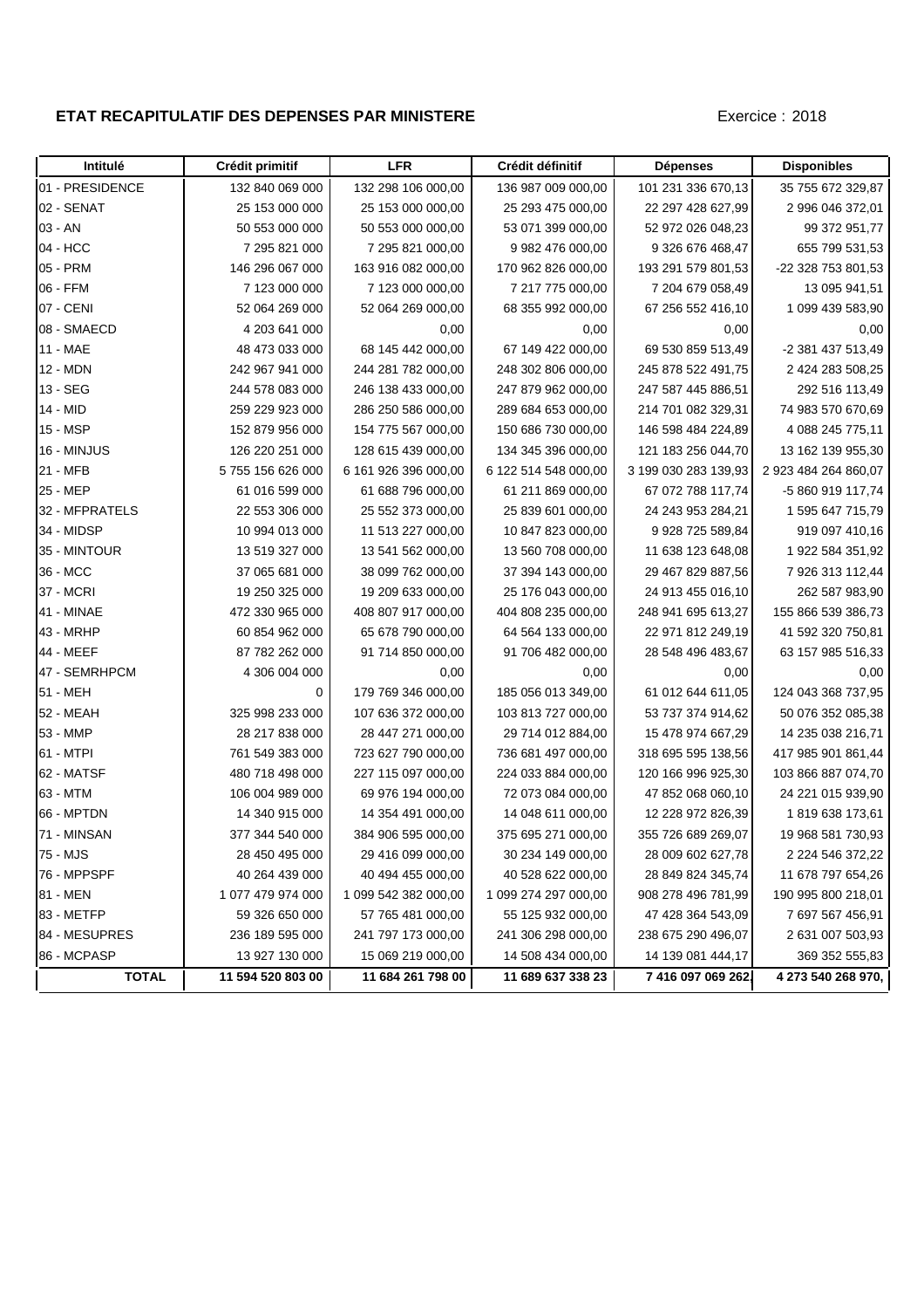**ETAT RECAPITULATIF DES DEPENSES PAR MINISTERE** Exercice : 2018

| Intitulé | Crédit primitif | LFR | Crédit définitif | Dépenses | Disponibles |
|---|---|---|---|---|---|
| 01 - PRESIDENCE | 132 840 069 000 | 132 298 106 000,00 | 136 987 009 000,00 | 101 231 336 670,13 | 35 755 672 329,87 |
| 02 - SENAT | 25 153 000 000 | 25 153 000 000,00 | 25 293 475 000,00 | 22 297 428 627,99 | 2 996 046 372,01 |
| 03 - AN | 50 553 000 000 | 50 553 000 000,00 | 53 071 399 000,00 | 52 972 026 048,23 | 99 372 951,77 |
| 04 - HCC | 7 295 821 000 | 7 295 821 000,00 | 9 982 476 000,00 | 9 326 676 468,47 | 655 799 531,53 |
| 05 - PRM | 146 296 067 000 | 163 916 082 000,00 | 170 962 826 000,00 | 193 291 579 801,53 | -22 328 753 801,53 |
| 06 - FFM | 7 123 000 000 | 7 123 000 000,00 | 7 217 775 000,00 | 7 204 679 058,49 | 13 095 941,51 |
| 07 - CENI | 52 064 269 000 | 52 064 269 000,00 | 68 355 992 000,00 | 67 256 552 416,10 | 1 099 439 583,90 |
| 08 - SMAECD | 4 203 641 000 | 0,00 | 0,00 | 0,00 | 0,00 |
| 11 - MAE | 48 473 033 000 | 68 145 442 000,00 | 67 149 422 000,00 | 69 530 859 513,49 | -2 381 437 513,49 |
| 12 - MDN | 242 967 941 000 | 244 281 782 000,00 | 248 302 806 000,00 | 245 878 522 491,75 | 2 424 283 508,25 |
| 13 - SEG | 244 578 083 000 | 246 138 433 000,00 | 247 879 962 000,00 | 247 587 445 886,51 | 292 516 113,49 |
| 14 - MID | 259 229 923 000 | 286 250 586 000,00 | 289 684 653 000,00 | 214 701 082 329,31 | 74 983 570 670,69 |
| 15 - MSP | 152 879 956 000 | 154 775 567 000,00 | 150 686 730 000,00 | 146 598 484 224,89 | 4 088 245 775,11 |
| 16 - MINJUS | 126 220 251 000 | 128 615 439 000,00 | 134 345 396 000,00 | 121 183 256 044,70 | 13 162 139 955,30 |
| 21 - MFB | 5 755 156 626 000 | 6 161 926 396 000,00 | 6 122 514 548 000,00 | 3 199 030 283 139,93 | 2 923 484 264 860,07 |
| 25 - MEP | 61 016 599 000 | 61 688 796 000,00 | 61 211 869 000,00 | 67 072 788 117,74 | -5 860 919 117,74 |
| 32 - MFPRATELS | 22 553 306 000 | 25 552 373 000,00 | 25 839 601 000,00 | 24 243 953 284,21 | 1 595 647 715,79 |
| 34 - MIDSP | 10 994 013 000 | 11 513 227 000,00 | 10 847 823 000,00 | 9 928 725 589,84 | 919 097 410,16 |
| 35 - MINTOUR | 13 519 327 000 | 13 541 562 000,00 | 13 560 708 000,00 | 11 638 123 648,08 | 1 922 584 351,92 |
| 36 - MCC | 37 065 681 000 | 38 099 762 000,00 | 37 394 143 000,00 | 29 467 829 887,56 | 7 926 313 112,44 |
| 37 - MCRI | 19 250 325 000 | 19 209 633 000,00 | 25 176 043 000,00 | 24 913 455 016,10 | 262 587 983,90 |
| 41 - MINAE | 472 330 965 000 | 408 807 917 000,00 | 404 808 235 000,00 | 248 941 695 613,27 | 155 866 539 386,73 |
| 43 - MRHP | 60 854 962 000 | 65 678 790 000,00 | 64 564 133 000,00 | 22 971 812 249,19 | 41 592 320 750,81 |
| 44 - MEEF | 87 782 262 000 | 91 714 850 000,00 | 91 706 482 000,00 | 28 548 496 483,67 | 63 157 985 516,33 |
| 47 - SEMRHPCM | 4 306 004 000 | 0,00 | 0,00 | 0,00 | 0,00 |
| 51 - MEH | 0 | 179 769 346 000,00 | 185 056 013 349,00 | 61 012 644 611,05 | 124 043 368 737,95 |
| 52 - MEAH | 325 998 233 000 | 107 636 372 000,00 | 103 813 727 000,00 | 53 737 374 914,62 | 50 076 352 085,38 |
| 53 - MMP | 28 217 838 000 | 28 447 271 000,00 | 29 714 012 884,00 | 15 478 974 667,29 | 14 235 038 216,71 |
| 61 - MTPI | 761 549 383 000 | 723 627 790 000,00 | 736 681 497 000,00 | 318 695 595 138,56 | 417 985 901 861,44 |
| 62 - MATSF | 480 718 498 000 | 227 115 097 000,00 | 224 033 884 000,00 | 120 166 996 925,30 | 103 866 887 074,70 |
| 63 - MTM | 106 004 989 000 | 69 976 194 000,00 | 72 073 084 000,00 | 47 852 068 060,10 | 24 221 015 939,90 |
| 66 - MPTDN | 14 340 915 000 | 14 354 491 000,00 | 14 048 611 000,00 | 12 228 972 826,39 | 1 819 638 173,61 |
| 71 - MINSAN | 377 344 540 000 | 384 906 595 000,00 | 375 695 271 000,00 | 355 726 689 269,07 | 19 968 581 730,93 |
| 75 - MJS | 28 450 495 000 | 29 416 099 000,00 | 30 234 149 000,00 | 28 009 602 627,78 | 2 224 546 372,22 |
| 76 - MPPSPF | 40 264 439 000 | 40 494 455 000,00 | 40 528 622 000,00 | 28 849 824 345,74 | 11 678 797 654,26 |
| 81 - MEN | 1 077 479 974 000 | 1 099 542 382 000,00 | 1 099 274 297 000,00 | 908 278 496 781,99 | 190 995 800 218,01 |
| 83 - METFP | 59 326 650 000 | 57 765 481 000,00 | 55 125 932 000,00 | 47 428 364 543,09 | 7 697 567 456,91 |
| 84 - MESUPRES | 236 189 595 000 | 241 797 173 000,00 | 241 306 298 000,00 | 238 675 290 496,07 | 2 631 007 503,93 |
| 86 - MCPASP | 13 927 130 000 | 15 069 219 000,00 | 14 508 434 000,00 | 14 139 081 444,17 | 369 352 555,83 |
| **TOTAL** | **11 594 520 803 00** | **11 684 261 798 00** | **11 689 637 338 23** | **7 416 097 069 262,** | **4 273 540 268 970,** |